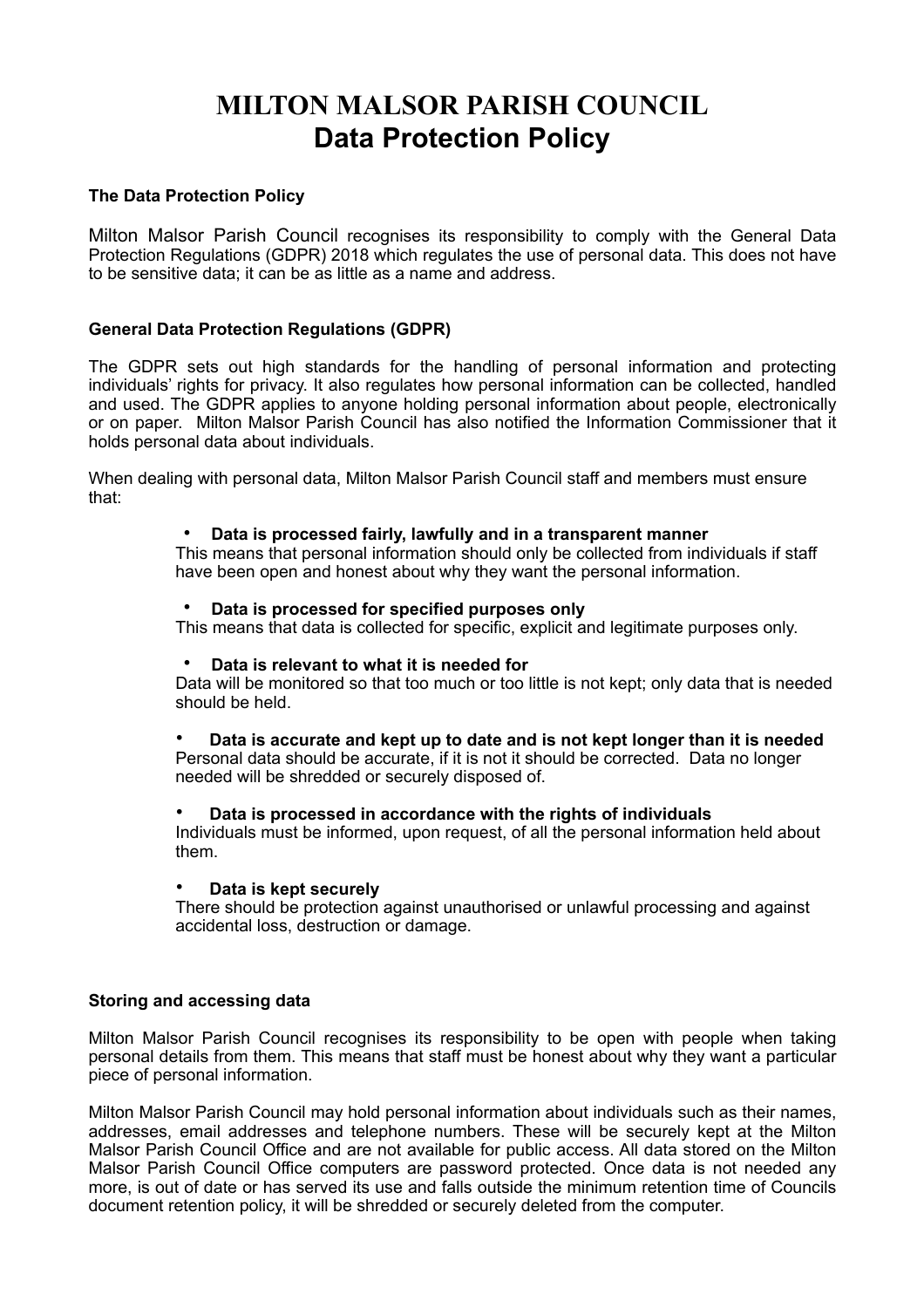# MILTON MALSOR PARISH COUNCIL
## Data Protection Policy

**The Data Protection Policy**

Milton Malsor Parish Council recognises its responsibility to comply with the General Data Protection Regulations (GDPR) 2018 which regulates the use of personal data. This does not have to be sensitive data; it can be as little as a name and address.

**General Data Protection Regulations (GDPR)**

The GDPR sets out high standards for the handling of personal information and protecting individuals' rights for privacy. It also regulates how personal information can be collected, handled and used. The GDPR applies to anyone holding personal information about people, electronically or on paper. Milton Malsor Parish Council has also notified the Information Commissioner that it holds personal data about individuals.

When dealing with personal data, Milton Malsor Parish Council staff and members must ensure that:

- **Data is processed fairly, lawfully and in a transparent manner**
  This means that personal information should only be collected from individuals if staff have been open and honest about why they want the personal information.

- **Data is processed for specified purposes only**
  This means that data is collected for specific, explicit and legitimate purposes only.

- **Data is relevant to what it is needed for**
  Data will be monitored so that too much or too little is not kept; only data that is needed should be held.

- **Data is accurate and kept up to date and is not kept longer than it is needed**
  Personal data should be accurate, if it is not it should be corrected. Data no longer needed will be shredded or securely disposed of.

- **Data is processed in accordance with the rights of individuals**
  Individuals must be informed, upon request, of all the personal information held about them.

- **Data is kept securely**
  There should be protection against unauthorised or unlawful processing and against accidental loss, destruction or damage.

**Storing and accessing data**

Milton Malsor Parish Council recognises its responsibility to be open with people when taking personal details from them. This means that staff must be honest about why they want a particular piece of personal information.

Milton Malsor Parish Council may hold personal information about individuals such as their names, addresses, email addresses and telephone numbers. These will be securely kept at the Milton Malsor Parish Council Office and are not available for public access. All data stored on the Milton Malsor Parish Council Office computers are password protected. Once data is not needed any more, is out of date or has served its use and falls outside the minimum retention time of Councils document retention policy, it will be shredded or securely deleted from the computer.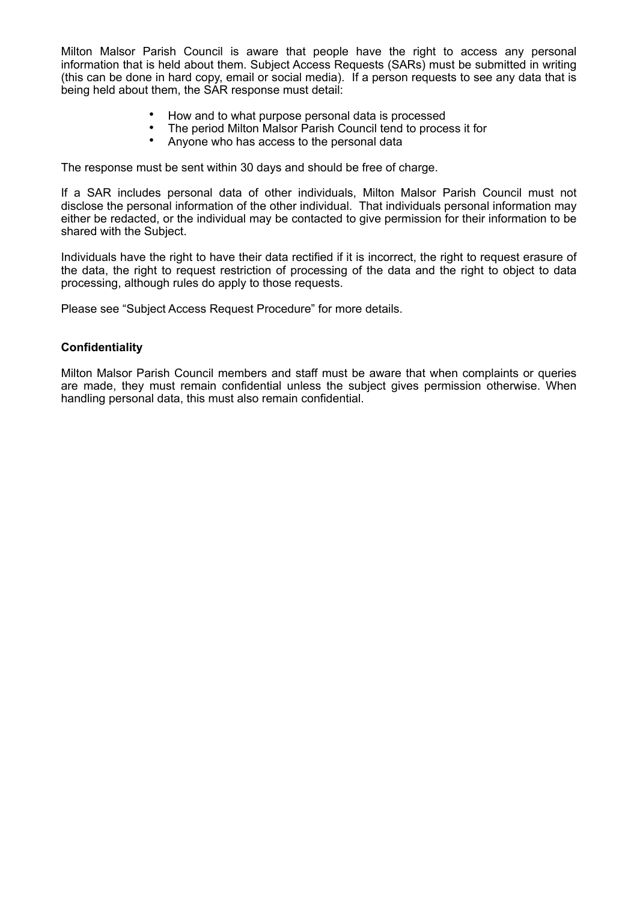Milton Malsor Parish Council is aware that people have the right to access any personal information that is held about them. Subject Access Requests (SARs) must be submitted in writing (this can be done in hard copy, email or social media). If a person requests to see any data that is being held about them, the SAR response must detail:

- How and to what purpose personal data is processed
- The period Milton Malsor Parish Council tend to process it for
- Anyone who has access to the personal data

The response must be sent within 30 days and should be free of charge.

If a SAR includes personal data of other individuals, Milton Malsor Parish Council must not disclose the personal information of the other individual. That individuals personal information may either be redacted, or the individual may be contacted to give permission for their information to be shared with the Subject.

Individuals have the right to have their data rectified if it is incorrect, the right to request erasure of the data, the right to request restriction of processing of the data and the right to object to data processing, although rules do apply to those requests.

Please see "Subject Access Request Procedure" for more details.

**Confidentiality**

Milton Malsor Parish Council members and staff must be aware that when complaints or queries are made, they must remain confidential unless the subject gives permission otherwise. When handling personal data, this must also remain confidential.